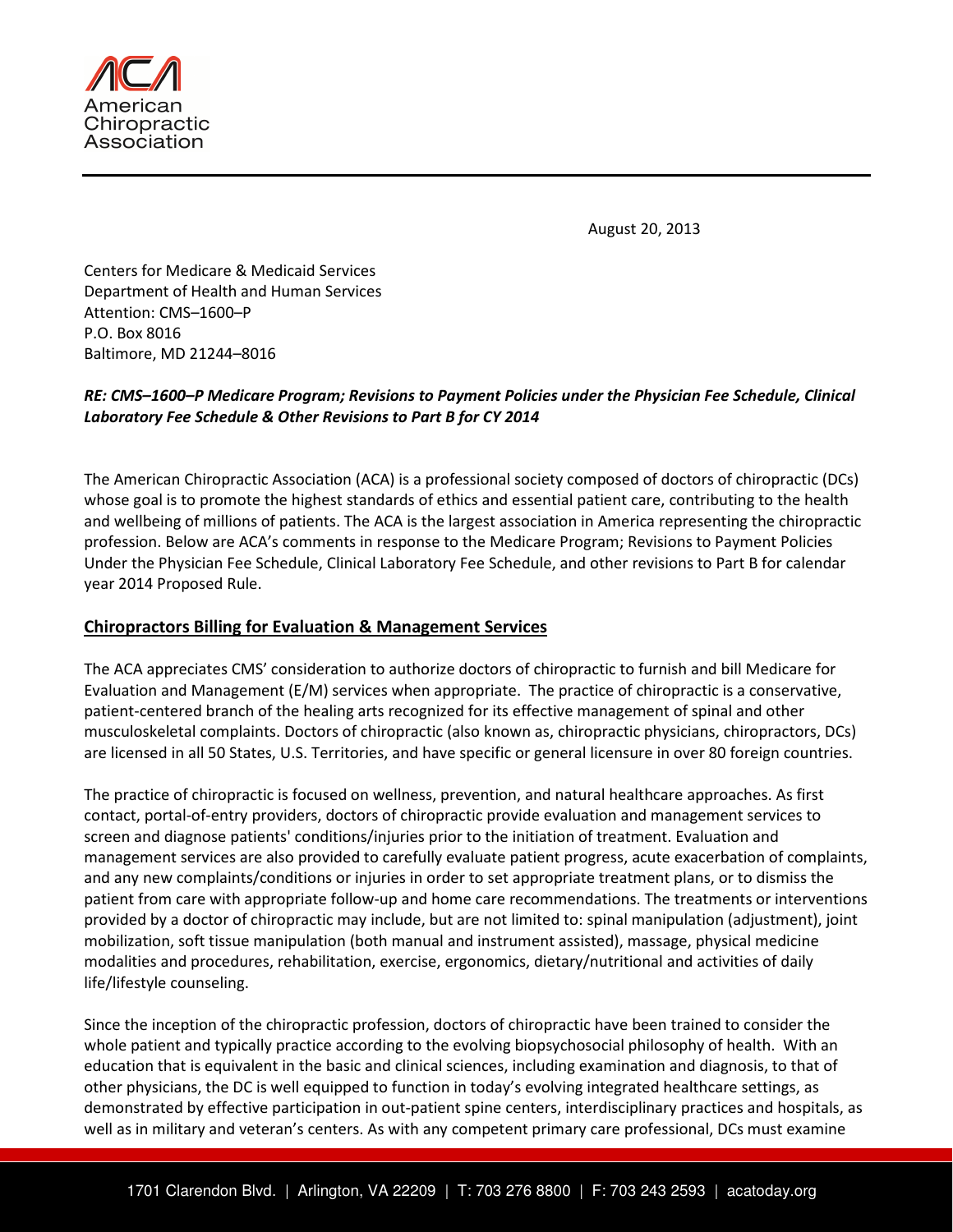American Chiropractic Association

August 20, 2013

Centers for Medicare & Medicaid Services
Department of Health and Human Services
Attention: CMS–1600–P
P.O. Box 8016
Baltimore, MD 21244–8016

***RE: CMS–1600–P Medicare Program; Revisions to Payment Policies under the Physician Fee Schedule, Clinical Laboratory Fee Schedule & Other Revisions to Part B for CY 2014***

The American Chiropractic Association (ACA) is a professional society composed of doctors of chiropractic (DCs) whose goal is to promote the highest standards of ethics and essential patient care, contributing to the health and wellbeing of millions of patients. The ACA is the largest association in America representing the chiropractic profession. Below are ACA's comments in response to the Medicare Program; Revisions to Payment Policies Under the Physician Fee Schedule, Clinical Laboratory Fee Schedule, and other revisions to Part B for calendar year 2014 Proposed Rule.

## Chiropractors Billing for Evaluation & Management Services

The ACA appreciates CMS' consideration to authorize doctors of chiropractic to furnish and bill Medicare for Evaluation and Management (E/M) services when appropriate. The practice of chiropractic is a conservative, patient-centered branch of the healing arts recognized for its effective management of spinal and other musculoskeletal complaints. Doctors of chiropractic (also known as, chiropractic physicians, chiropractors, DCs) are licensed in all 50 States, U.S. Territories, and have specific or general licensure in over 80 foreign countries.

The practice of chiropractic is focused on wellness, prevention, and natural healthcare approaches. As first contact, portal-of-entry providers, doctors of chiropractic provide evaluation and management services to screen and diagnose patients' conditions/injuries prior to the initiation of treatment. Evaluation and management services are also provided to carefully evaluate patient progress, acute exacerbation of complaints, and any new complaints/conditions or injuries in order to set appropriate treatment plans, or to dismiss the patient from care with appropriate follow-up and home care recommendations. The treatments or interventions provided by a doctor of chiropractic may include, but are not limited to: spinal manipulation (adjustment), joint mobilization, soft tissue manipulation (both manual and instrument assisted), massage, physical medicine modalities and procedures, rehabilitation, exercise, ergonomics, dietary/nutritional and activities of daily life/lifestyle counseling.

Since the inception of the chiropractic profession, doctors of chiropractic have been trained to consider the whole patient and typically practice according to the evolving biopsychosocial philosophy of health. With an education that is equivalent in the basic and clinical sciences, including examination and diagnosis, to that of other physicians, the DC is well equipped to function in today's evolving integrated healthcare settings, as demonstrated by effective participation in out-patient spine centers, interdisciplinary practices and hospitals, as well as in military and veteran's centers. As with any competent primary care professional, DCs must examine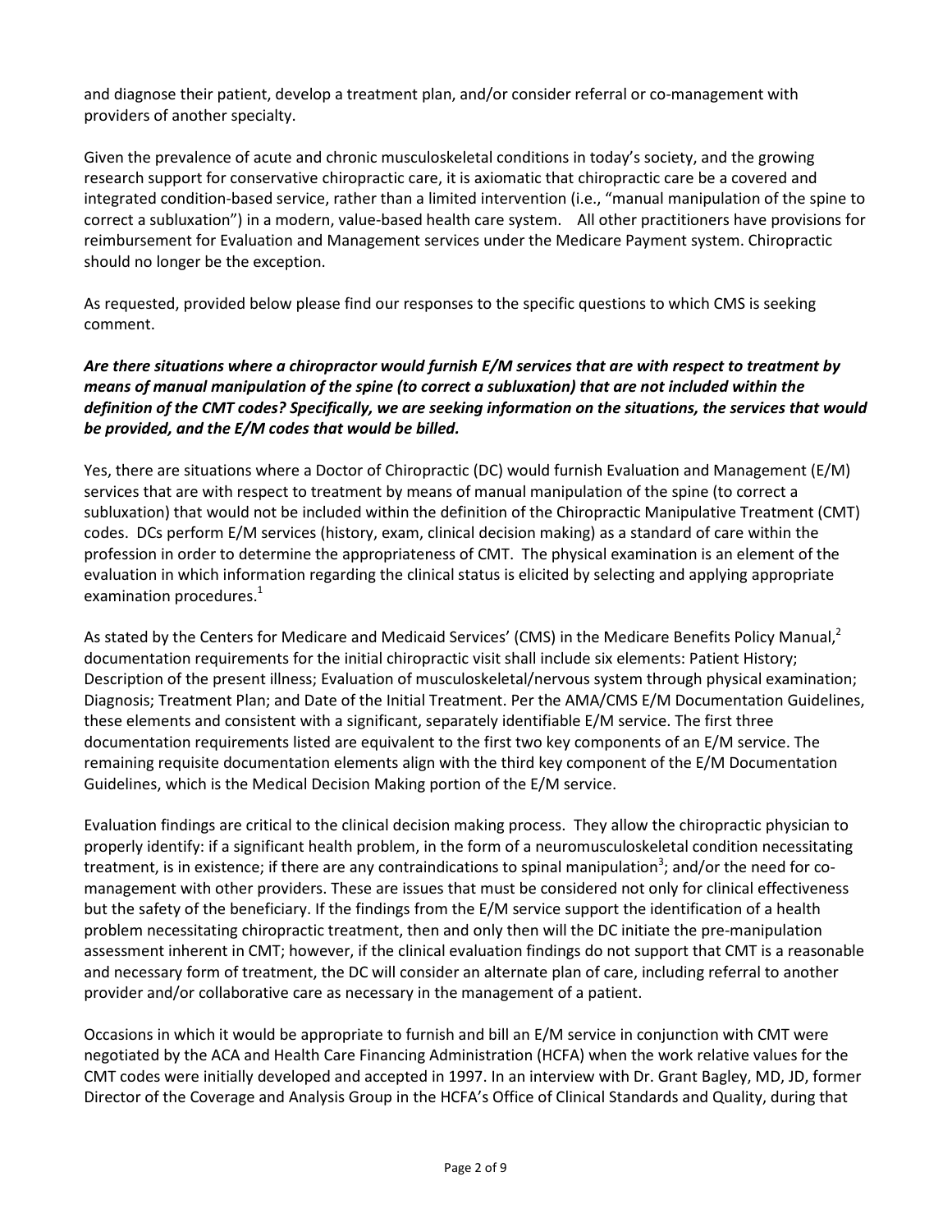and diagnose their patient, develop a treatment plan, and/or consider referral or co-management with providers of another specialty.

Given the prevalence of acute and chronic musculoskeletal conditions in today's society, and the growing research support for conservative chiropractic care, it is axiomatic that chiropractic care be a covered and integrated condition-based service, rather than a limited intervention (i.e., "manual manipulation of the spine to correct a subluxation") in a modern, value-based health care system. All other practitioners have provisions for reimbursement for Evaluation and Management services under the Medicare Payment system. Chiropractic should no longer be the exception.

As requested, provided below please find our responses to the specific questions to which CMS is seeking comment.

***Are there situations where a chiropractor would furnish E/M services that are with respect to treatment by means of manual manipulation of the spine (to correct a subluxation) that are not included within the definition of the CMT codes? Specifically, we are seeking information on the situations, the services that would be provided, and the E/M codes that would be billed.***

Yes, there are situations where a Doctor of Chiropractic (DC) would furnish Evaluation and Management (E/M) services that are with respect to treatment by means of manual manipulation of the spine (to correct a subluxation) that would not be included within the definition of the Chiropractic Manipulative Treatment (CMT) codes. DCs perform E/M services (history, exam, clinical decision making) as a standard of care within the profession in order to determine the appropriateness of CMT. The physical examination is an element of the evaluation in which information regarding the clinical status is elicited by selecting and applying appropriate examination procedures.[1]

As stated by the Centers for Medicare and Medicaid Services' (CMS) in the Medicare Benefits Policy Manual,[2] documentation requirements for the initial chiropractic visit shall include six elements: Patient History; Description of the present illness; Evaluation of musculoskeletal/nervous system through physical examination; Diagnosis; Treatment Plan; and Date of the Initial Treatment. Per the AMA/CMS E/M Documentation Guidelines, these elements and consistent with a significant, separately identifiable E/M service. The first three documentation requirements listed are equivalent to the first two key components of an E/M service. The remaining requisite documentation elements align with the third key component of the E/M Documentation Guidelines, which is the Medical Decision Making portion of the E/M service.

Evaluation findings are critical to the clinical decision making process. They allow the chiropractic physician to properly identify: if a significant health problem, in the form of a neuromusculoskeletal condition necessitating treatment, is in existence; if there are any contraindications to spinal manipulation[3]; and/or the need for co-management with other providers. These are issues that must be considered not only for clinical effectiveness but the safety of the beneficiary. If the findings from the E/M service support the identification of a health problem necessitating chiropractic treatment, then and only then will the DC initiate the pre-manipulation assessment inherent in CMT; however, if the clinical evaluation findings do not support that CMT is a reasonable and necessary form of treatment, the DC will consider an alternate plan of care, including referral to another provider and/or collaborative care as necessary in the management of a patient.

Occasions in which it would be appropriate to furnish and bill an E/M service in conjunction with CMT were negotiated by the ACA and Health Care Financing Administration (HCFA) when the work relative values for the CMT codes were initially developed and accepted in 1997. In an interview with Dr. Grant Bagley, MD, JD, former Director of the Coverage and Analysis Group in the HCFA's Office of Clinical Standards and Quality, during that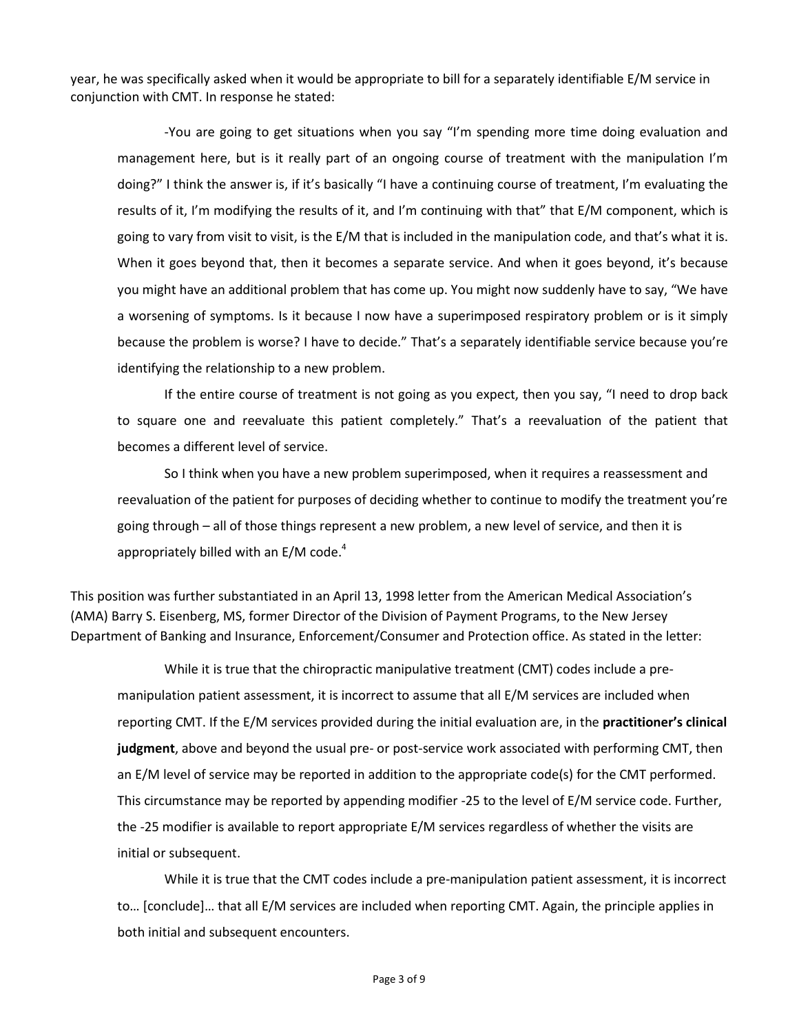year, he was specifically asked when it would be appropriate to bill for a separately identifiable E/M service in conjunction with CMT. In response he stated:

> -You are going to get situations when you say "I'm spending more time doing evaluation and management here, but is it really part of an ongoing course of treatment with the manipulation I'm doing?" I think the answer is, if it's basically "I have a continuing course of treatment, I'm evaluating the results of it, I'm modifying the results of it, and I'm continuing with that" that E/M component, which is going to vary from visit to visit, is the E/M that is included in the manipulation code, and that's what it is. When it goes beyond that, then it becomes a separate service. And when it goes beyond, it's because you might have an additional problem that has come up. You might now suddenly have to say, "We have a worsening of symptoms. Is it because I now have a superimposed respiratory problem or is it simply because the problem is worse? I have to decide." That's a separately identifiable service because you're identifying the relationship to a new problem.
>
> If the entire course of treatment is not going as you expect, then you say, "I need to drop back to square one and reevaluate this patient completely." That's a reevaluation of the patient that becomes a different level of service.
>
> So I think when you have a new problem superimposed, when it requires a reassessment and reevaluation of the patient for purposes of deciding whether to continue to modify the treatment you're going through – all of those things represent a new problem, a new level of service, and then it is appropriately billed with an E/M code.[4]

This position was further substantiated in an April 13, 1998 letter from the American Medical Association's (AMA) Barry S. Eisenberg, MS, former Director of the Division of Payment Programs, to the New Jersey Department of Banking and Insurance, Enforcement/Consumer and Protection office. As stated in the letter:

> While it is true that the chiropractic manipulative treatment (CMT) codes include a pre-manipulation patient assessment, it is incorrect to assume that all E/M services are included when reporting CMT. If the E/M services provided during the initial evaluation are, in the **practitioner's clinical judgment**, above and beyond the usual pre- or post-service work associated with performing CMT, then an E/M level of service may be reported in addition to the appropriate code(s) for the CMT performed. This circumstance may be reported by appending modifier -25 to the level of E/M service code. Further, the -25 modifier is available to report appropriate E/M services regardless of whether the visits are initial or subsequent.
>
> While it is true that the CMT codes include a pre-manipulation patient assessment, it is incorrect to… [conclude]… that all E/M services are included when reporting CMT. Again, the principle applies in both initial and subsequent encounters.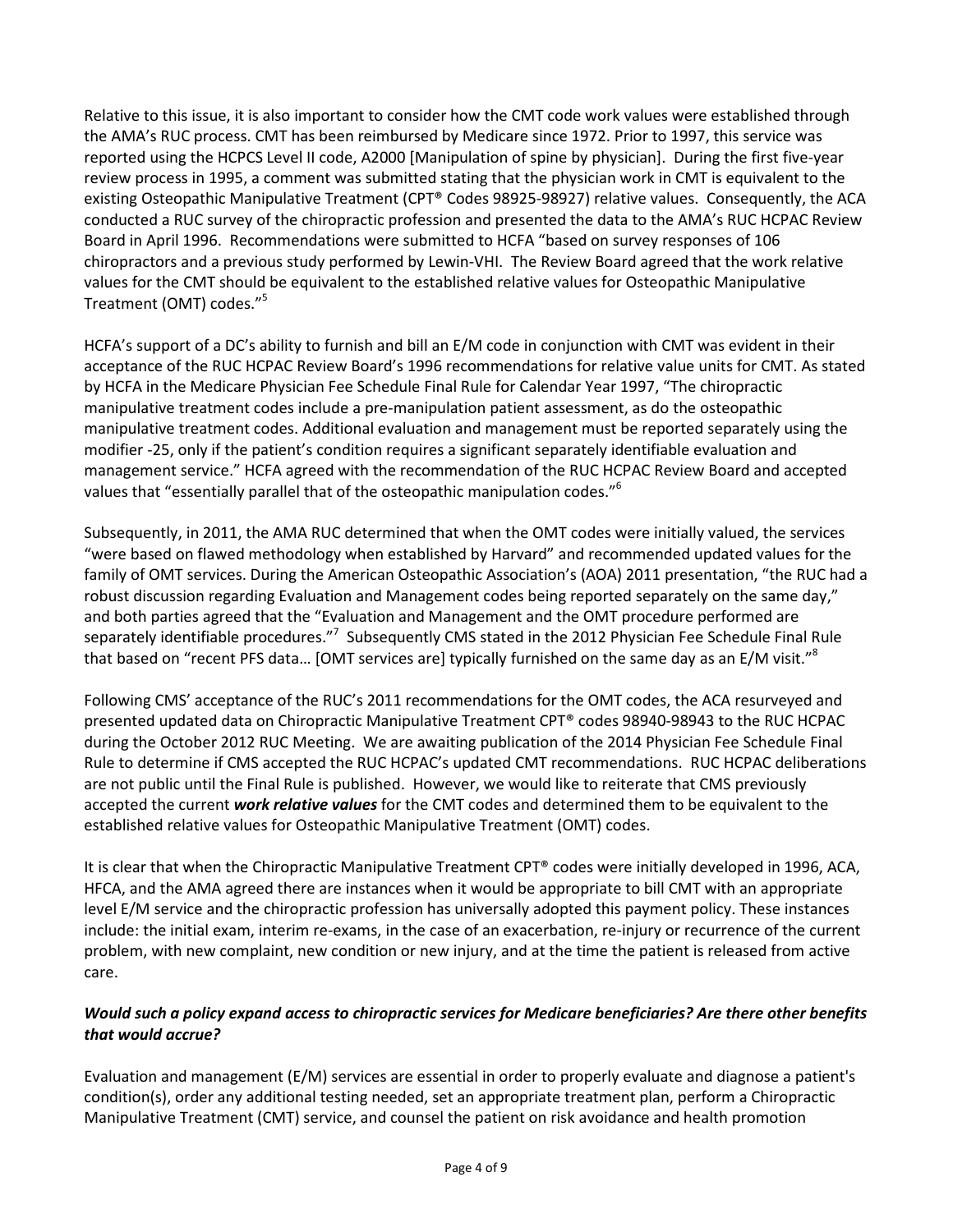Relative to this issue, it is also important to consider how the CMT code work values were established through the AMA's RUC process. CMT has been reimbursed by Medicare since 1972. Prior to 1997, this service was reported using the HCPCS Level II code, A2000 [Manipulation of spine by physician]. During the first five-year review process in 1995, a comment was submitted stating that the physician work in CMT is equivalent to the existing Osteopathic Manipulative Treatment (CPT® Codes 98925-98927) relative values. Consequently, the ACA conducted a RUC survey of the chiropractic profession and presented the data to the AMA's RUC HCPAC Review Board in April 1996. Recommendations were submitted to HCFA "based on survey responses of 106 chiropractors and a previous study performed by Lewin-VHI. The Review Board agreed that the work relative values for the CMT should be equivalent to the established relative values for Osteopathic Manipulative Treatment (OMT) codes."[5]

HCFA's support of a DC's ability to furnish and bill an E/M code in conjunction with CMT was evident in their acceptance of the RUC HCPAC Review Board's 1996 recommendations for relative value units for CMT. As stated by HCFA in the Medicare Physician Fee Schedule Final Rule for Calendar Year 1997, "The chiropractic manipulative treatment codes include a pre-manipulation patient assessment, as do the osteopathic manipulative treatment codes. Additional evaluation and management must be reported separately using the modifier -25, only if the patient's condition requires a significant separately identifiable evaluation and management service." HCFA agreed with the recommendation of the RUC HCPAC Review Board and accepted values that "essentially parallel that of the osteopathic manipulation codes."[6]

Subsequently, in 2011, the AMA RUC determined that when the OMT codes were initially valued, the services "were based on flawed methodology when established by Harvard" and recommended updated values for the family of OMT services. During the American Osteopathic Association's (AOA) 2011 presentation, "the RUC had a robust discussion regarding Evaluation and Management codes being reported separately on the same day," and both parties agreed that the "Evaluation and Management and the OMT procedure performed are separately identifiable procedures."[7] Subsequently CMS stated in the 2012 Physician Fee Schedule Final Rule that based on "recent PFS data… [OMT services are] typically furnished on the same day as an E/M visit."[8]

Following CMS' acceptance of the RUC's 2011 recommendations for the OMT codes, the ACA resurveyed and presented updated data on Chiropractic Manipulative Treatment CPT® codes 98940-98943 to the RUC HCPAC during the October 2012 RUC Meeting. We are awaiting publication of the 2014 Physician Fee Schedule Final Rule to determine if CMS accepted the RUC HCPAC's updated CMT recommendations. RUC HCPAC deliberations are not public until the Final Rule is published. However, we would like to reiterate that CMS previously accepted the current ***work relative values*** for the CMT codes and determined them to be equivalent to the established relative values for Osteopathic Manipulative Treatment (OMT) codes.

It is clear that when the Chiropractic Manipulative Treatment CPT® codes were initially developed in 1996, ACA, HFCA, and the AMA agreed there are instances when it would be appropriate to bill CMT with an appropriate level E/M service and the chiropractic profession has universally adopted this payment policy. These instances include: the initial exam, interim re-exams, in the case of an exacerbation, re-injury or recurrence of the current problem, with new complaint, new condition or new injury, and at the time the patient is released from active care.

***Would such a policy expand access to chiropractic services for Medicare beneficiaries? Are there other benefits that would accrue?***

Evaluation and management (E/M) services are essential in order to properly evaluate and diagnose a patient's condition(s), order any additional testing needed, set an appropriate treatment plan, perform a Chiropractic Manipulative Treatment (CMT) service, and counsel the patient on risk avoidance and health promotion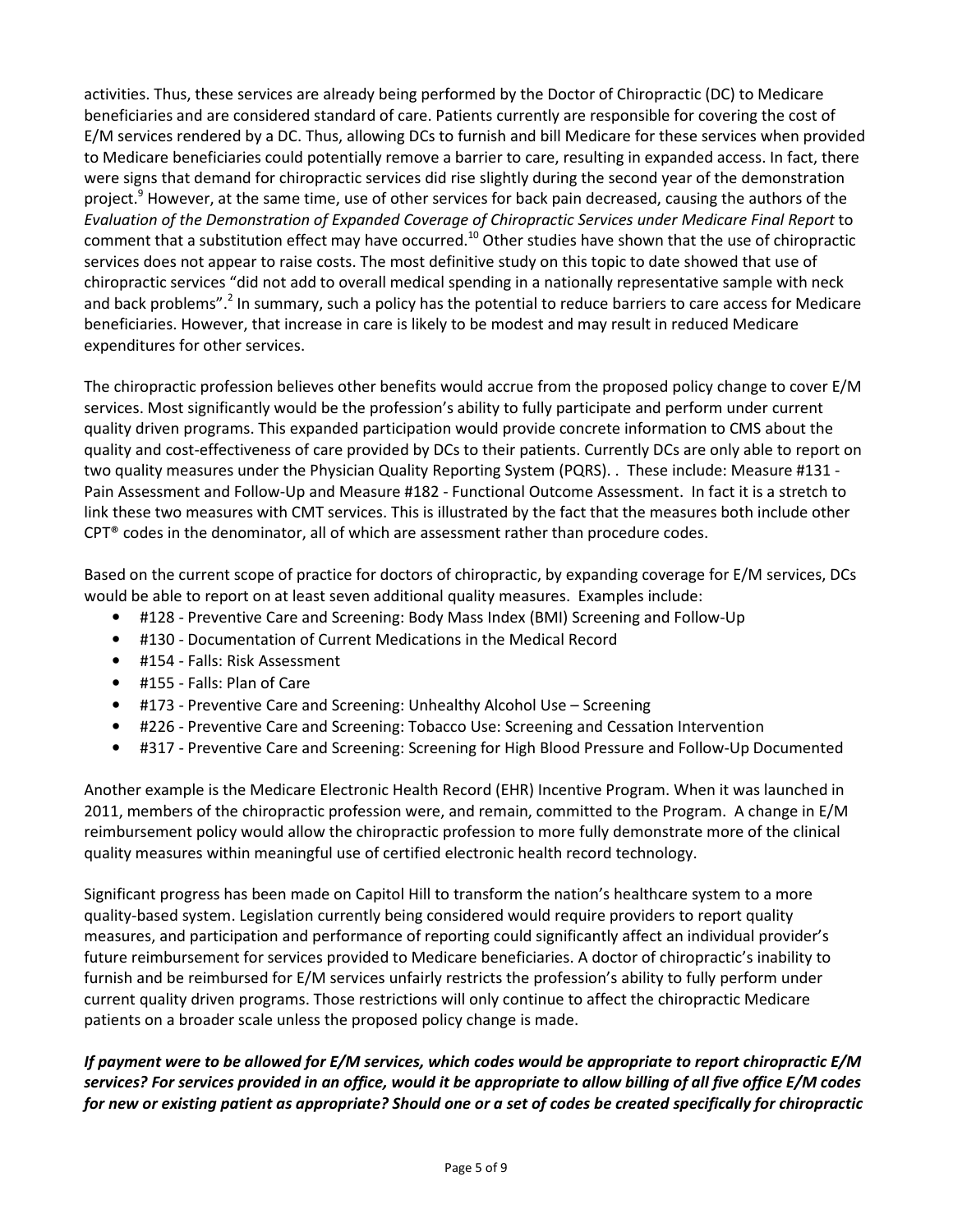activities. Thus, these services are already being performed by the Doctor of Chiropractic (DC) to Medicare beneficiaries and are considered standard of care. Patients currently are responsible for covering the cost of E/M services rendered by a DC. Thus, allowing DCs to furnish and bill Medicare for these services when provided to Medicare beneficiaries could potentially remove a barrier to care, resulting in expanded access. In fact, there were signs that demand for chiropractic services did rise slightly during the second year of the demonstration project.[9] However, at the same time, use of other services for back pain decreased, causing the authors of the *Evaluation of the Demonstration of Expanded Coverage of Chiropractic Services under Medicare Final Report* to comment that a substitution effect may have occurred.[10] Other studies have shown that the use of chiropractic services does not appear to raise costs. The most definitive study on this topic to date showed that use of chiropractic services "did not add to overall medical spending in a nationally representative sample with neck and back problems".[2] In summary, such a policy has the potential to reduce barriers to care access for Medicare beneficiaries. However, that increase in care is likely to be modest and may result in reduced Medicare expenditures for other services.

The chiropractic profession believes other benefits would accrue from the proposed policy change to cover E/M services. Most significantly would be the profession's ability to fully participate and perform under current quality driven programs. This expanded participation would provide concrete information to CMS about the quality and cost-effectiveness of care provided by DCs to their patients. Currently DCs are only able to report on two quality measures under the Physician Quality Reporting System (PQRS). . These include: Measure #131 - Pain Assessment and Follow-Up and Measure #182 - Functional Outcome Assessment. In fact it is a stretch to link these two measures with CMT services. This is illustrated by the fact that the measures both include other CPT® codes in the denominator, all of which are assessment rather than procedure codes.

Based on the current scope of practice for doctors of chiropractic, by expanding coverage for E/M services, DCs would be able to report on at least seven additional quality measures. Examples include:

- #128 - Preventive Care and Screening: Body Mass Index (BMI) Screening and Follow-Up
- #130 - Documentation of Current Medications in the Medical Record
- #154 - Falls: Risk Assessment
- #155 - Falls: Plan of Care
- #173 - Preventive Care and Screening: Unhealthy Alcohol Use – Screening
- #226 - Preventive Care and Screening: Tobacco Use: Screening and Cessation Intervention
- #317 - Preventive Care and Screening: Screening for High Blood Pressure and Follow-Up Documented

Another example is the Medicare Electronic Health Record (EHR) Incentive Program. When it was launched in 2011, members of the chiropractic profession were, and remain, committed to the Program. A change in E/M reimbursement policy would allow the chiropractic profession to more fully demonstrate more of the clinical quality measures within meaningful use of certified electronic health record technology.

Significant progress has been made on Capitol Hill to transform the nation's healthcare system to a more quality-based system. Legislation currently being considered would require providers to report quality measures, and participation and performance of reporting could significantly affect an individual provider's future reimbursement for services provided to Medicare beneficiaries. A doctor of chiropractic's inability to furnish and be reimbursed for E/M services unfairly restricts the profession's ability to fully perform under current quality driven programs. Those restrictions will only continue to affect the chiropractic Medicare patients on a broader scale unless the proposed policy change is made.

***If payment were to be allowed for E/M services, which codes would be appropriate to report chiropractic E/M services? For services provided in an office, would it be appropriate to allow billing of all five office E/M codes for new or existing patient as appropriate? Should one or a set of codes be created specifically for chiropractic***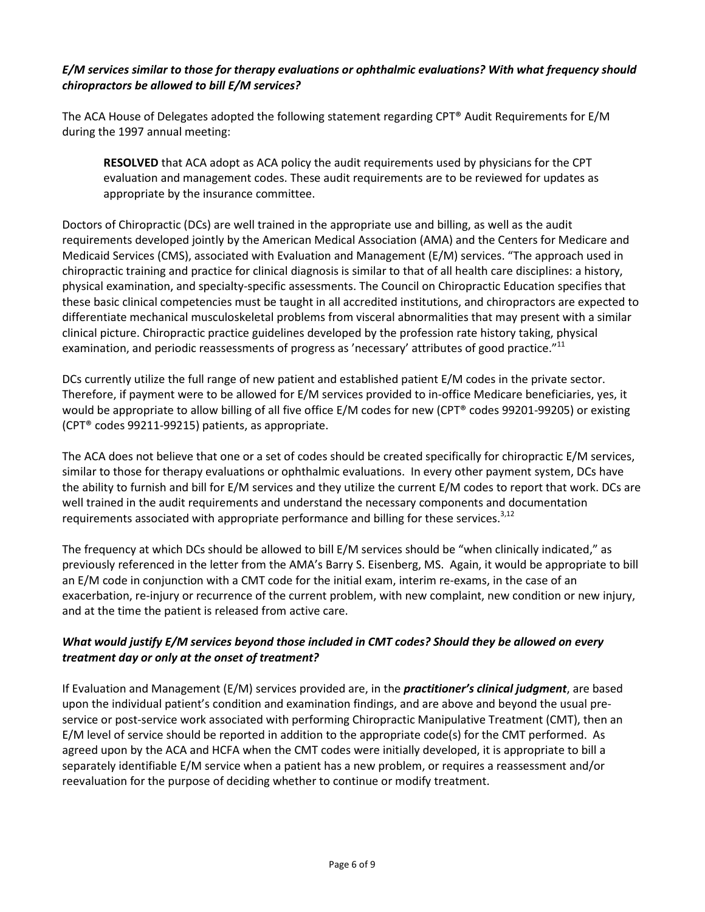***E/M services similar to those for therapy evaluations or ophthalmic evaluations? With what frequency should chiropractors be allowed to bill E/M services?***

The ACA House of Delegates adopted the following statement regarding CPT® Audit Requirements for E/M during the 1997 annual meeting:

> **RESOLVED** that ACA adopt as ACA policy the audit requirements used by physicians for the CPT evaluation and management codes. These audit requirements are to be reviewed for updates as appropriate by the insurance committee.

Doctors of Chiropractic (DCs) are well trained in the appropriate use and billing, as well as the audit requirements developed jointly by the American Medical Association (AMA) and the Centers for Medicare and Medicaid Services (CMS), associated with Evaluation and Management (E/M) services. "The approach used in chiropractic training and practice for clinical diagnosis is similar to that of all health care disciplines: a history, physical examination, and specialty-specific assessments. The Council on Chiropractic Education specifies that these basic clinical competencies must be taught in all accredited institutions, and chiropractors are expected to differentiate mechanical musculoskeletal problems from visceral abnormalities that may present with a similar clinical picture. Chiropractic practice guidelines developed by the profession rate history taking, physical examination, and periodic reassessments of progress as 'necessary' attributes of good practice."[11]

DCs currently utilize the full range of new patient and established patient E/M codes in the private sector. Therefore, if payment were to be allowed for E/M services provided to in-office Medicare beneficiaries, yes, it would be appropriate to allow billing of all five office E/M codes for new (CPT® codes 99201-99205) or existing (CPT® codes 99211-99215) patients, as appropriate.

The ACA does not believe that one or a set of codes should be created specifically for chiropractic E/M services, similar to those for therapy evaluations or ophthalmic evaluations. In every other payment system, DCs have the ability to furnish and bill for E/M services and they utilize the current E/M codes to report that work. DCs are well trained in the audit requirements and understand the necessary components and documentation requirements associated with appropriate performance and billing for these services.[3,12]

The frequency at which DCs should be allowed to bill E/M services should be "when clinically indicated," as previously referenced in the letter from the AMA's Barry S. Eisenberg, MS. Again, it would be appropriate to bill an E/M code in conjunction with a CMT code for the initial exam, interim re-exams, in the case of an exacerbation, re-injury or recurrence of the current problem, with new complaint, new condition or new injury, and at the time the patient is released from active care.

***What would justify E/M services beyond those included in CMT codes? Should they be allowed on every treatment day or only at the onset of treatment?***

If Evaluation and Management (E/M) services provided are, in the ***practitioner's clinical judgment***, are based upon the individual patient's condition and examination findings, and are above and beyond the usual pre-service or post-service work associated with performing Chiropractic Manipulative Treatment (CMT), then an E/M level of service should be reported in addition to the appropriate code(s) for the CMT performed. As agreed upon by the ACA and HCFA when the CMT codes were initially developed, it is appropriate to bill a separately identifiable E/M service when a patient has a new problem, or requires a reassessment and/or reevaluation for the purpose of deciding whether to continue or modify treatment.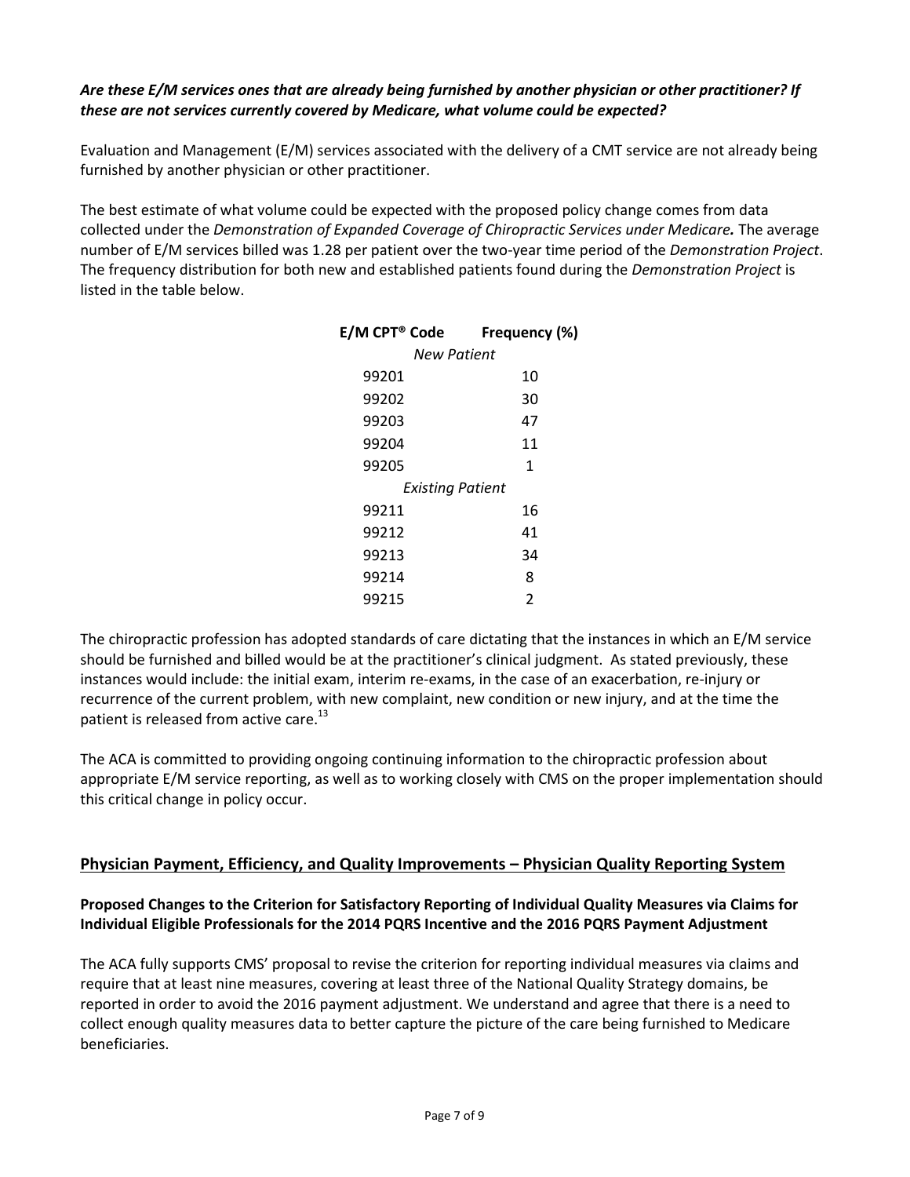***Are these E/M services ones that are already being furnished by another physician or other practitioner? If these are not services currently covered by Medicare, what volume could be expected?***

Evaluation and Management (E/M) services associated with the delivery of a CMT service are not already being furnished by another physician or other practitioner.

The best estimate of what volume could be expected with the proposed policy change comes from data collected under the *Demonstration of Expanded Coverage of Chiropractic Services under Medicare.* The average number of E/M services billed was 1.28 per patient over the two-year time period of the *Demonstration Project*. The frequency distribution for both new and established patients found during the *Demonstration Project* is listed in the table below.

| E/M CPT® Code | Frequency (%) |
|---|---|
| *New Patient* | |
| 99201 | 10 |
| 99202 | 30 |
| 99203 | 47 |
| 99204 | 11 |
| 99205 | 1 |
| *Existing Patient* | |
| 99211 | 16 |
| 99212 | 41 |
| 99213 | 34 |
| 99214 | 8 |
| 99215 | 2 |

The chiropractic profession has adopted standards of care dictating that the instances in which an E/M service should be furnished and billed would be at the practitioner's clinical judgment. As stated previously, these instances would include: the initial exam, interim re-exams, in the case of an exacerbation, re-injury or recurrence of the current problem, with new complaint, new condition or new injury, and at the time the patient is released from active care.[13]

The ACA is committed to providing ongoing continuing information to the chiropractic profession about appropriate E/M service reporting, as well as to working closely with CMS on the proper implementation should this critical change in policy occur.

## Physician Payment, Efficiency, and Quality Improvements – Physician Quality Reporting System

### Proposed Changes to the Criterion for Satisfactory Reporting of Individual Quality Measures via Claims for Individual Eligible Professionals for the 2014 PQRS Incentive and the 2016 PQRS Payment Adjustment

The ACA fully supports CMS' proposal to revise the criterion for reporting individual measures via claims and require that at least nine measures, covering at least three of the National Quality Strategy domains, be reported in order to avoid the 2016 payment adjustment. We understand and agree that there is a need to collect enough quality measures data to better capture the picture of the care being furnished to Medicare beneficiaries.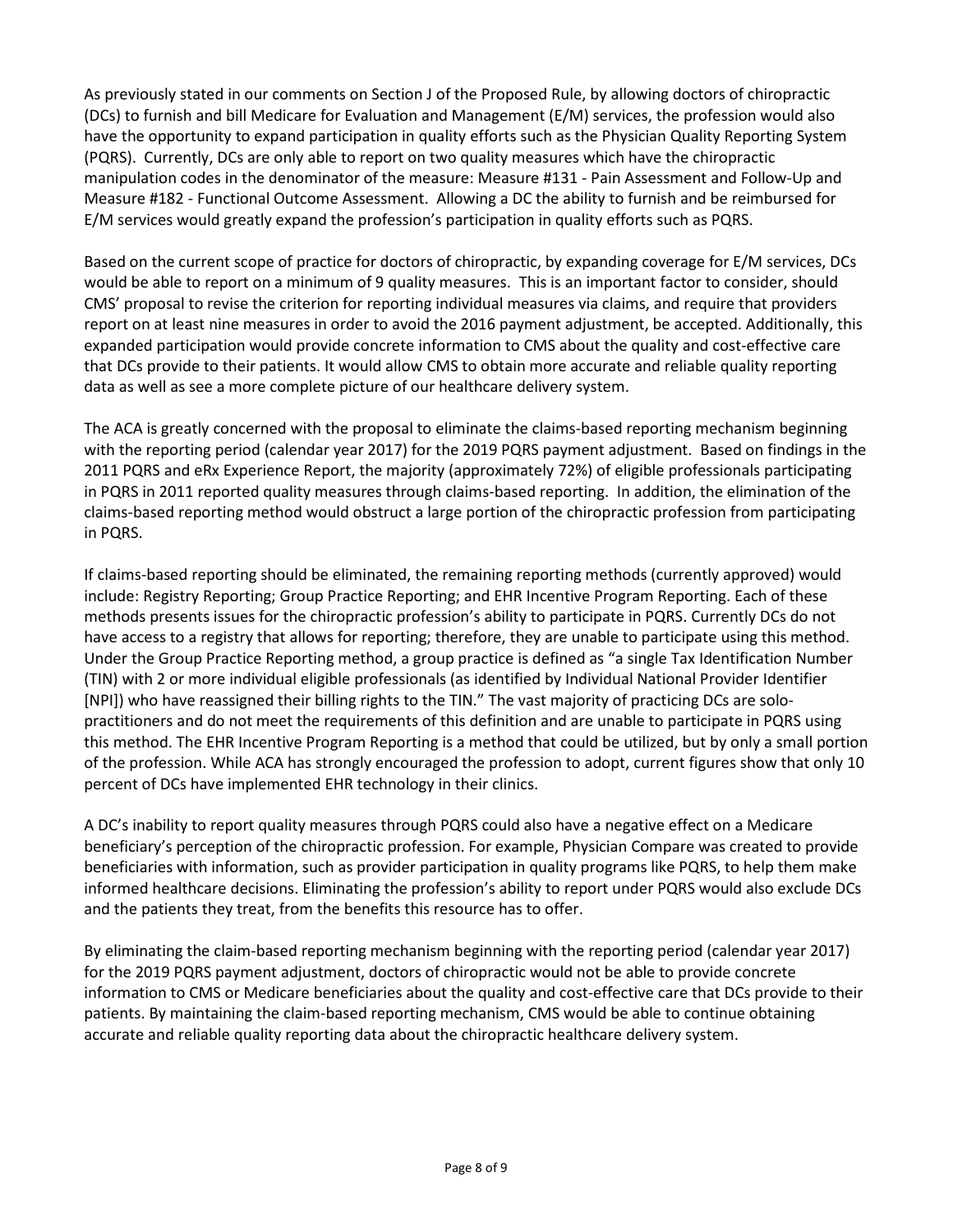As previously stated in our comments on Section J of the Proposed Rule, by allowing doctors of chiropractic (DCs) to furnish and bill Medicare for Evaluation and Management (E/M) services, the profession would also have the opportunity to expand participation in quality efforts such as the Physician Quality Reporting System (PQRS). Currently, DCs are only able to report on two quality measures which have the chiropractic manipulation codes in the denominator of the measure: Measure #131 - Pain Assessment and Follow-Up and Measure #182 - Functional Outcome Assessment. Allowing a DC the ability to furnish and be reimbursed for E/M services would greatly expand the profession's participation in quality efforts such as PQRS.

Based on the current scope of practice for doctors of chiropractic, by expanding coverage for E/M services, DCs would be able to report on a minimum of 9 quality measures. This is an important factor to consider, should CMS' proposal to revise the criterion for reporting individual measures via claims, and require that providers report on at least nine measures in order to avoid the 2016 payment adjustment, be accepted. Additionally, this expanded participation would provide concrete information to CMS about the quality and cost-effective care that DCs provide to their patients. It would allow CMS to obtain more accurate and reliable quality reporting data as well as see a more complete picture of our healthcare delivery system.

The ACA is greatly concerned with the proposal to eliminate the claims-based reporting mechanism beginning with the reporting period (calendar year 2017) for the 2019 PQRS payment adjustment. Based on findings in the 2011 PQRS and eRx Experience Report, the majority (approximately 72%) of eligible professionals participating in PQRS in 2011 reported quality measures through claims-based reporting. In addition, the elimination of the claims-based reporting method would obstruct a large portion of the chiropractic profession from participating in PQRS.

If claims-based reporting should be eliminated, the remaining reporting methods (currently approved) would include: Registry Reporting; Group Practice Reporting; and EHR Incentive Program Reporting. Each of these methods presents issues for the chiropractic profession's ability to participate in PQRS. Currently DCs do not have access to a registry that allows for reporting; therefore, they are unable to participate using this method. Under the Group Practice Reporting method, a group practice is defined as "a single Tax Identification Number (TIN) with 2 or more individual eligible professionals (as identified by Individual National Provider Identifier [NPI]) who have reassigned their billing rights to the TIN." The vast majority of practicing DCs are solo-practitioners and do not meet the requirements of this definition and are unable to participate in PQRS using this method. The EHR Incentive Program Reporting is a method that could be utilized, but by only a small portion of the profession. While ACA has strongly encouraged the profession to adopt, current figures show that only 10 percent of DCs have implemented EHR technology in their clinics.

A DC's inability to report quality measures through PQRS could also have a negative effect on a Medicare beneficiary's perception of the chiropractic profession. For example, Physician Compare was created to provide beneficiaries with information, such as provider participation in quality programs like PQRS, to help them make informed healthcare decisions. Eliminating the profession's ability to report under PQRS would also exclude DCs and the patients they treat, from the benefits this resource has to offer.

By eliminating the claim-based reporting mechanism beginning with the reporting period (calendar year 2017) for the 2019 PQRS payment adjustment, doctors of chiropractic would not be able to provide concrete information to CMS or Medicare beneficiaries about the quality and cost-effective care that DCs provide to their patients. By maintaining the claim-based reporting mechanism, CMS would be able to continue obtaining accurate and reliable quality reporting data about the chiropractic healthcare delivery system.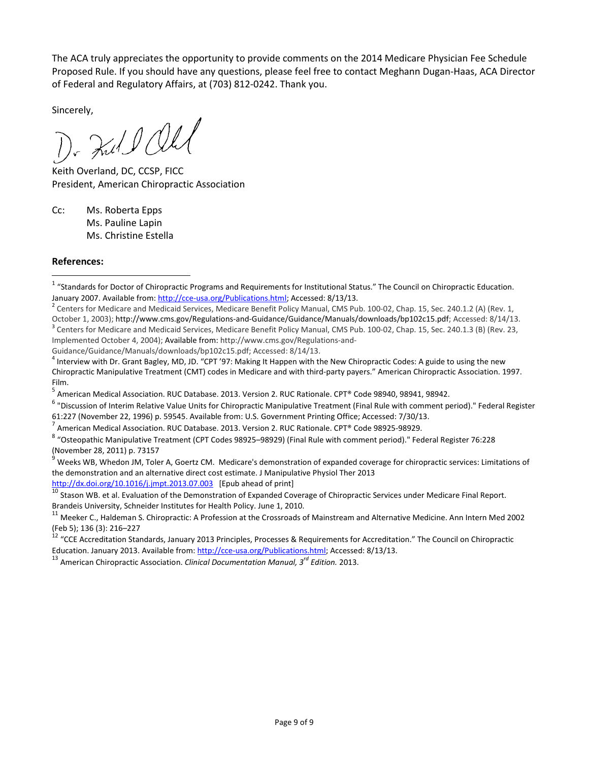The ACA truly appreciates the opportunity to provide comments on the 2014 Medicare Physician Fee Schedule Proposed Rule. If you should have any questions, please feel free to contact Meghann Dugan-Haas, ACA Director of Federal and Regulatory Affairs, at (703) 812-0242. Thank you.

Sincerely,

Keith Overland, DC, CCSP, FICC
President, American Chiropractic Association

Cc: Ms. Roberta Epps
Ms. Pauline Lapin
Ms. Christine Estella

**References:**

[1] "Standards for Doctor of Chiropractic Programs and Requirements for Institutional Status." The Council on Chiropractic Education. January 2007. Available from: http://cce-usa.org/Publications.html; Accessed: 8/13/13.

[2] Centers for Medicare and Medicaid Services, Medicare Benefit Policy Manual, CMS Pub. 100-02, Chap. 15, Sec. 240.1.2 (A) (Rev. 1, October 1, 2003); http://www.cms.gov/Regulations-and-Guidance/Guidance/Manuals/downloads/bp102c15.pdf; Accessed: 8/14/13.

[3] Centers for Medicare and Medicaid Services, Medicare Benefit Policy Manual, CMS Pub. 100-02, Chap. 15, Sec. 240.1.3 (B) (Rev. 23, Implemented October 4, 2004); Available from: http://www.cms.gov/Regulations-and-Guidance/Guidance/Manuals/downloads/bp102c15.pdf; Accessed: 8/14/13.

[4] Interview with Dr. Grant Bagley, MD, JD. "CPT '97: Making It Happen with the New Chiropractic Codes: A guide to using the new Chiropractic Manipulative Treatment (CMT) codes in Medicare and with third-party payers." American Chiropractic Association. 1997. Film.

[5] American Medical Association. RUC Database. 2013. Version 2. RUC Rationale. CPT® Code 98940, 98941, 98942.

[6] "Discussion of Interim Relative Value Units for Chiropractic Manipulative Treatment (Final Rule with comment period)." Federal Register 61:227 (November 22, 1996) p. 59545. Available from: U.S. Government Printing Office; Accessed: 7/30/13.

[7] American Medical Association. RUC Database. 2013. Version 2. RUC Rationale. CPT® Code 98925-98929.

[8] "Osteopathic Manipulative Treatment (CPT Codes 98925–98929) (Final Rule with comment period)." Federal Register 76:228 (November 28, 2011) p. 73157

[9] Weeks WB, Whedon JM, Toler A, Goertz CM. Medicare's demonstration of expanded coverage for chiropractic services: Limitations of the demonstration and an alternative direct cost estimate. J Manipulative Physiol Ther 2013 http://dx.doi.org/10.1016/j.jmpt.2013.07.003 [Epub ahead of print]

[10] Stason WB. et al. Evaluation of the Demonstration of Expanded Coverage of Chiropractic Services under Medicare Final Report. Brandeis University, Schneider Institutes for Health Policy. June 1, 2010.

[11] Meeker C., Haldeman S. Chiropractic: A Profession at the Crossroads of Mainstream and Alternative Medicine. Ann Intern Med 2002 (Feb 5); 136 (3): 216–227

[12] "CCE Accreditation Standards, January 2013 Principles, Processes & Requirements for Accreditation." The Council on Chiropractic Education. January 2013. Available from: http://cce-usa.org/Publications.html; Accessed: 8/13/13.

[13] American Chiropractic Association. *Clinical Documentation Manual, 3rd Edition.* 2013.